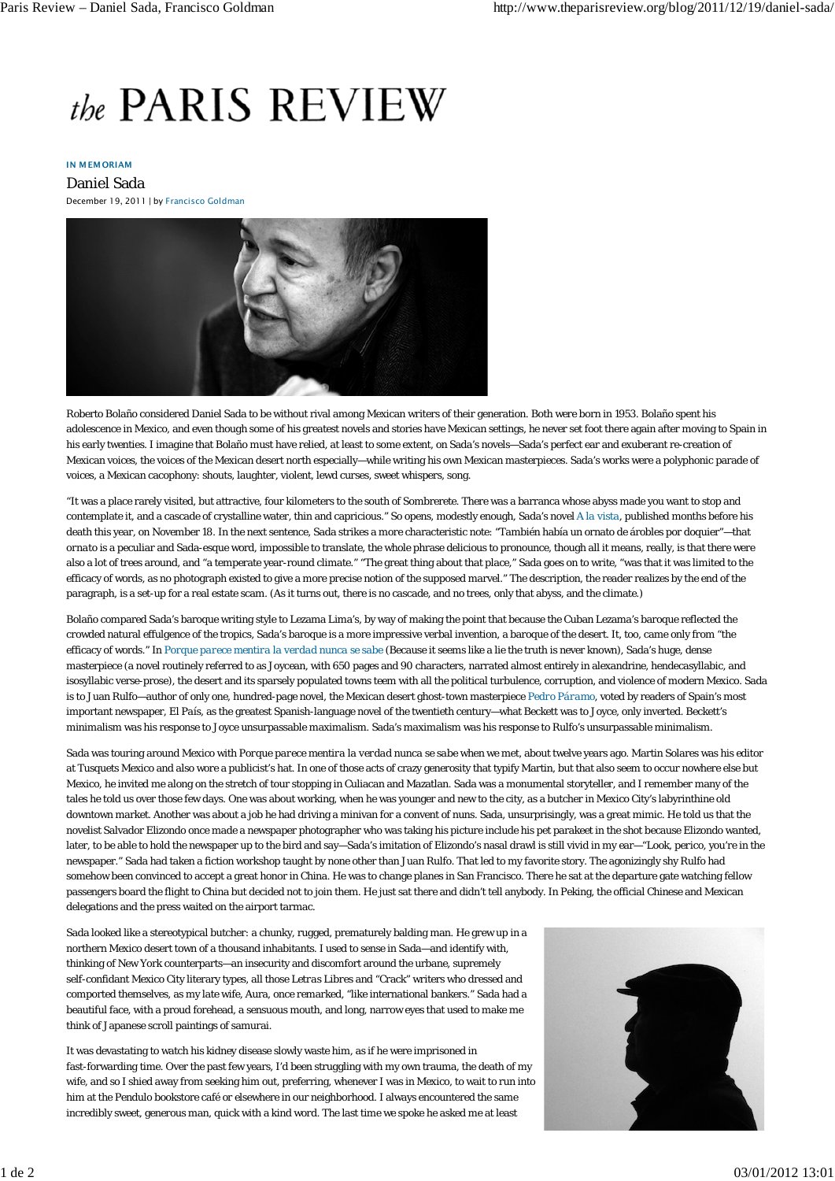# the PARIS REVIEW

**IN MEMORIAM**

## Daniel Sada

December 19, 2011 | by Francisco Goldman

Roberto Bolaño considered Daniel Sada to be without rival among Mexican writers of their generation. Both were born in 1953. Bolaño spent his adolescence in Mexico, and even though some of his greatest novels and stories have Mexican settings, he never set foot there again after moving to Spain in his early twenties. I imagine that Bolaño must have relied, at least to some extent, on Sada's novels—Sada's perfect ear and exuberant re-creation of Mexican voices, the voices of the Mexican desert north especially—while writing his own Mexican masterpieces. Sada's works were a polyphonic parade of voices, a Mexican cacophony: shouts, laughter, violent, lewd curses, sweet whispers, song.

"It was a place rarely visited, but attractive, four kilometers to the south of Sombrerete. There was a barranca whose abyss made you want to stop and contemplate it, and a cascade of crystalline water, thin and capricious." So opens, modestly enough, Sada's novel *A la vista*, published months before his death this year, on November 18. In the next sentence, Sada strikes a more characteristic note: "También había un ornato de árobles por doquier"—that ornato is a peculiar and Sada-esque word, impossible to translate, the whole phrase delicious to pronounce, though all it means, really, is that there were also a lot of trees around, and "a temperate year-round climate." "The great thing about that place," Sada goes on to write, "was that it was limited to the efficacy of words, as no photograph existed to give a more precise notion of the supposed marvel." The description, the reader realizes by the end of the paragraph, is a set-up for a real estate scam. (As it turns out, there is no cascade, and no trees, only that abyss, and the climate.)

Bolaño compared Sada's baroque writing style to Lezama Lima's, by way of making the point that because the Cuban Lezama's baroque reflected the crowded natural effulgence of the tropics, Sada's baroque is a more impressive verbal invention, a baroque of the desert. It, too, came only from "the efficacy of words." In *Porque parece mentira la verdad nunca se sabe* (Because it seems like a lie the truth is never known), Sada's huge, dense masterpiece (a novel routinely referred to as Joycean, with 650 pages and 90 characters, narrated almost entirely in alexandrine, hendecasyllabic, and isosyllabic verse-prose), the desert and its sparsely populated towns teem with all the political turbulence, corruption, and violence of modern Mexico. Sada is to Juan Rulfo—author of only one, hundred-page novel, the Mexican desert ghost-town masterpiece *Pedro Páramo*, voted by readers of Spain's most important newspaper, El País, as the greatest Spanish-language novel of the twentieth century—what Beckett was to Joyce, only inverted. Beckett's minimalism was his response to Joyce unsurpassable maximalism. Sada's maximalism was his response to Rulfo's unsurpassable minimalism.

Sada was touring around Mexico with *Porque parece mentira la verdad nunca se sabe* when we met, about twelve years ago. Martin Solares was his editor at Tusquets Mexico and also wore a publicist's hat. In one of those acts of crazy generosity that typify Martin, but that also seem to occur nowhere else but Mexico, he invited me along on the stretch of tour stopping in Culiacan and Mazatlan. Sada was a monumental storyteller, and I remember many of the tales he told us over those few days. One was about working, when he was younger and new to the city, as a butcher in Mexico City's labyrinthine old downtown market. Another was about a job he had driving a minivan for a convent of nuns. Sada, unsurprisingly, was a great mimic. He told us that the novelist Salvador Elizondo once made a newspaper photographer who was taking his picture include his pet parakeet in the shot because Elizondo wanted, later, to be able to hold the newspaper up to the bird and say—Sada's imitation of Elizondo's nasal drawl is still vivid in my ear—"Look, perico, you're in the newspaper." Sada had taken a fiction workshop taught by none other than Juan Rulfo. That led to my favorite story. The agonizingly shy Rulfo had somehow been convinced to accept a great honor in China. He was to change planes in San Francisco. There he sat at the departure gate watching fellow passengers board the flight to China but decided not to join them. He just sat there and didn't tell anybody. In Peking, the official Chinese and Mexican delegations and the press waited on the airport tarmac.

Sada looked like a stereotypical butcher: a chunky, rugged, prematurely balding man. He grew up in a northern Mexico desert town of a thousand inhabitants. I used to sense in Sada—and identify with, thinking of New York counterparts—an insecurity and discomfort around the urbane, supremely self-confidant Mexico City literary types, all those *Letras Libres* and "Crack" writers who dressed and comported themselves, as my late wife, Aura, once remarked, "like international bankers." Sada had a beautiful face, with a proud forehead, a sensuous mouth, and long, narrow eyes that used to make me think of Japanese scroll paintings of samurai.

It was devastating to watch his kidney disease slowly waste him, as if he were imprisoned in fast-forwarding time. Over the past few years, I'd been struggling with my own trauma, the death of my wife, and so I shied away from seeking him out, preferring, whenever I was in Mexico, to wait to run into him at the Pendulo bookstore café or elsewhere in our neighborhood. I always encountered the same incredibly sweet, generous man, quick with a kind word. The last time we spoke he asked me at least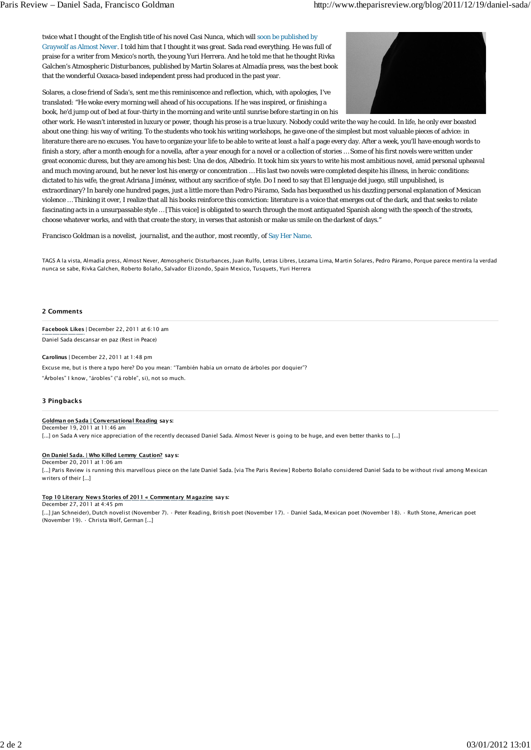twice what I thought of the English title of his novel *Casi Nunca*, which will soon be published by Graywolf as *Almost Never*. I told him that I thought it was great. Sada read everything. He was full of praise for a writer from Mexico's north, the young Yuri Herrera. And he told me that he thought Rivka Galchen's *Atmospheric Disturbances*, published by Martin Solares at Almadía press, was the best book that the wonderful Oaxaca-based independent press had produced in the past year.

Solares, a close friend of Sada's, sent me this reminiscence and reflection, which, with apologies, I've translated: "He woke every morning well ahead of his occupations. If he was inspired, or finishing a book, he'd jump out of bed at four-thirty in the morning and write until sunrise before starting in on his other work. He wasn't interested in luxury or power, though his prose is a true luxury. Nobody could write the way he could. In life, he only ever boasted about one thing: his way of writing. To the students who took his writing workshops, he gave one of the simplest but most valuable pieces of advice: in literature there are no excuses. You have to organize your life to be able to write at least a half a page every day. After a week, you'll have enough words to finish a story, after a month enough for a novella, after a year enough for a novel or a collection of stories … Some of his first novels were written under great economic duress, but they are among his best: Una de dos, Albedrío. It took him six years to write his most ambitious novel, amid personal upheaval and much moving around, but he never lost his energy or concentration … His last two novels were completed despite his illness, in heroic conditions: dictated to his wife, the great Adriana Jiménez, without any sacrifice of style. Do I need to say that El lenguaje del juego, still unpublished, is extraordinary? In barely one hundred pages, just a little more than *Pedro Páramo*, Sada has bequeathed us his dazzling personal explanation of Mexican violence … Thinking it over, I realize that all his books reinforce this conviction: literature is a voice that emerges out of the dark, and that seeks to relate fascinating acts in a unsurpassable style … [This voice] is obligated to search through the most antiquated Spanish along with the speech of the streets, choose whatever works, and with that create the story, in verses that astonish or make us smile on the darkest of days."

*Francisco Goldman is a novelist, journalist, and the author, most recently, of* Say Her Name.

TAGS A la vista, Almadía press, Almost Never, Atmospheric Disturbances, Juan Rulfo, Letras Libres, Lezama Lima, Martin Solares, Pedro Páramo, Porque parece mentira la verdad nunca se sabe, Rivka Galchen, Roberto Bolaño, Salvador Elizondo, Spain Mexico, Tusquets, Yuri Herrera

## 2 Comments

**Facebook Likes** | December 22, 2011 at 6:10 am

Daniel Sada descansar en paz (Rest in Peace)

**Carolinus** | December 22, 2011 at 1:48 pm

Excuse me, but is there a typo here? Do you mean: "También había un ornato de árboles por doquier"?

"Árboles" I know, "árobles" ("á roble", sí), not so much.

## 3 Pingbacks

**Goldman on Sada | Conversational Reading says:**
December 19, 2011 at 11:46 am
[…] on Sada A very nice appreciation of the recently deceased Daniel Sada. Almost Never is going to be huge, and even better thanks to […]

**On Daniel Sada. | Who Killed Lemmy Caution? says:**
December 20, 2011 at 1:06 am
[…] Paris Review is running this marvellous piece on the late Daniel Sada. [via The Paris Review] Roberto Bolaño considered Daniel Sada to be without rival among Mexican writers of their […]

**Top 10 Literary News Stories of 2011 « Commentary Magazine says:**
December 27, 2011 at 4:45 pm
[…] Jan Schneider), Dutch novelist (November 7). · Peter Reading, British poet (November 17). · Daniel Sada, Mexican poet (November 18). · Ruth Stone, American poet (November 19). · Christa Wolf, German […]